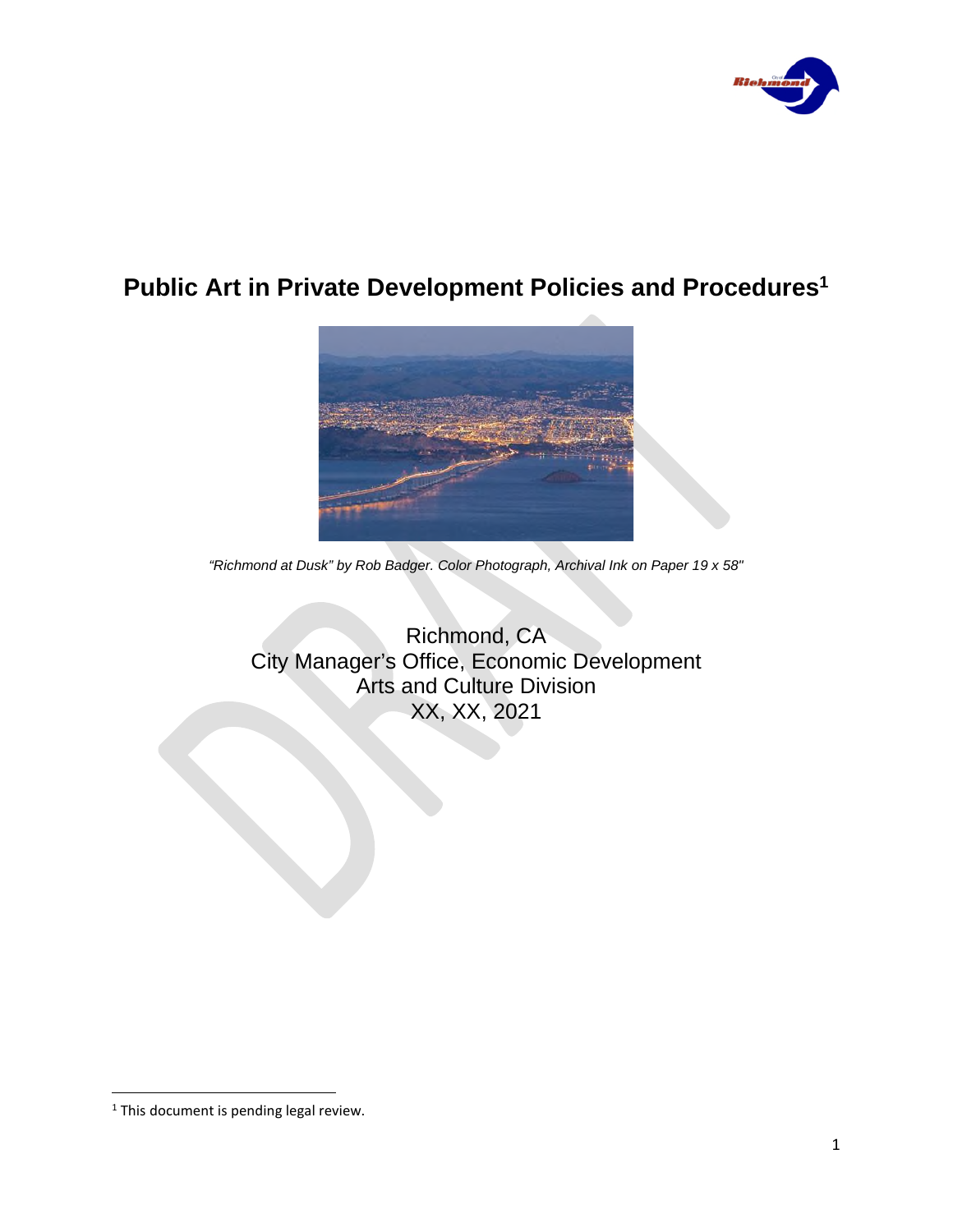# Public Art in Private Development Policies and Procedures[1]

*"Richmond at Dusk" by Rob Badger. Color Photograph, Archival Ink on Paper 19 x 58"*

Richmond, CA
City Manager's Office, Economic Development
Arts and Culture Division
XX, XX, 2021

[1] This document is pending legal review.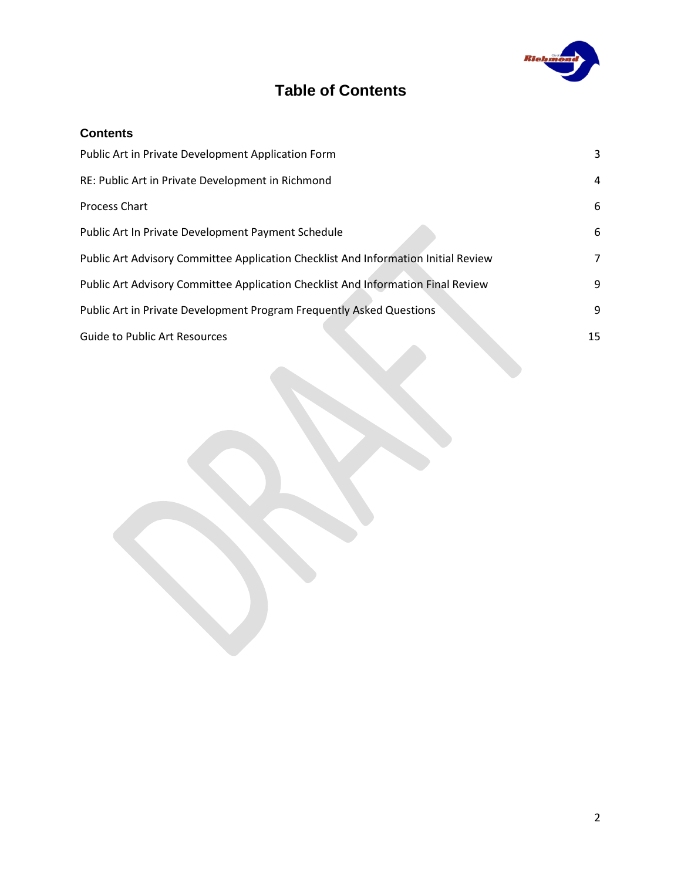# Table of Contents

## Contents

| | |
|---|---|
| Public Art in Private Development Application Form | 3 |
| RE: Public Art in Private Development in Richmond | 4 |
| Process Chart | 6 |
| Public Art In Private Development Payment Schedule | 6 |
| Public Art Advisory Committee Application Checklist And Information Initial Review | 7 |
| Public Art Advisory Committee Application Checklist And Information Final Review | 9 |
| Public Art in Private Development Program Frequently Asked Questions | 9 |
| Guide to Public Art Resources | 15 |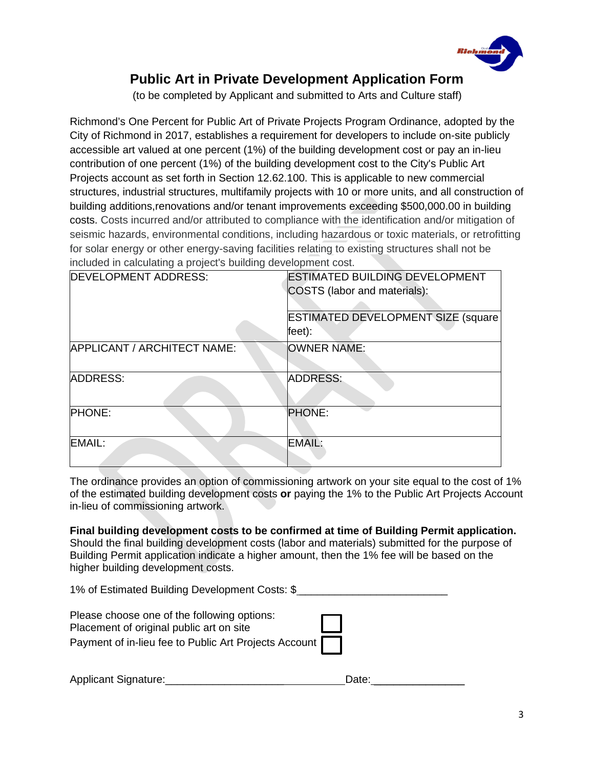# Public Art in Private Development Application Form

(to be completed by Applicant and submitted to Arts and Culture staff)

Richmond's One Percent for Public Art of Private Projects Program Ordinance, adopted by the City of Richmond in 2017, establishes a requirement for developers to include on-site publicly accessible art valued at one percent (1%) of the building development cost or pay an in-lieu contribution of one percent (1%) of the building development cost to the City's Public Art Projects account as set forth in Section 12.62.100. This is applicable to new commercial structures, industrial structures, multifamily projects with 10 or more units, and all construction of building additions,renovations and/or tenant improvements exceeding $500,000.00 in building costs. Costs incurred and/or attributed to compliance with the identification and/or mitigation of seismic hazards, environmental conditions, including hazardous or toxic materials, or retrofitting for solar energy or other energy-saving facilities relating to existing structures shall not be included in calculating a project's building development cost.

| | |
|---|---|
| DEVELOPMENT ADDRESS: | ESTIMATED BUILDING DEVELOPMENT COSTS (labor and materials): |
| | ESTIMATED DEVELOPMENT SIZE (square feet): |
| APPLICANT / ARCHITECT NAME: | OWNER NAME: |
| ADDRESS: | ADDRESS: |
| PHONE: | PHONE: |
| EMAIL: | EMAIL: |

The ordinance provides an option of commissioning artwork on your site equal to the cost of 1% of the estimated building development costs **or** paying the 1% to the Public Art Projects Account in-lieu of commissioning artwork.

**Final building development costs to be confirmed at time of Building Permit application.** Should the final building development costs (labor and materials) submitted for the purpose of Building Permit application indicate a higher amount, then the 1% fee will be based on the higher building development costs.

1% of Estimated Building Development Costs: $_________________________

Please choose one of the following options:

Placement of original public art on site ☐

Payment of in-lieu fee to Public Art Projects Account ☐

Applicant Signature:______________________________ Date:_______________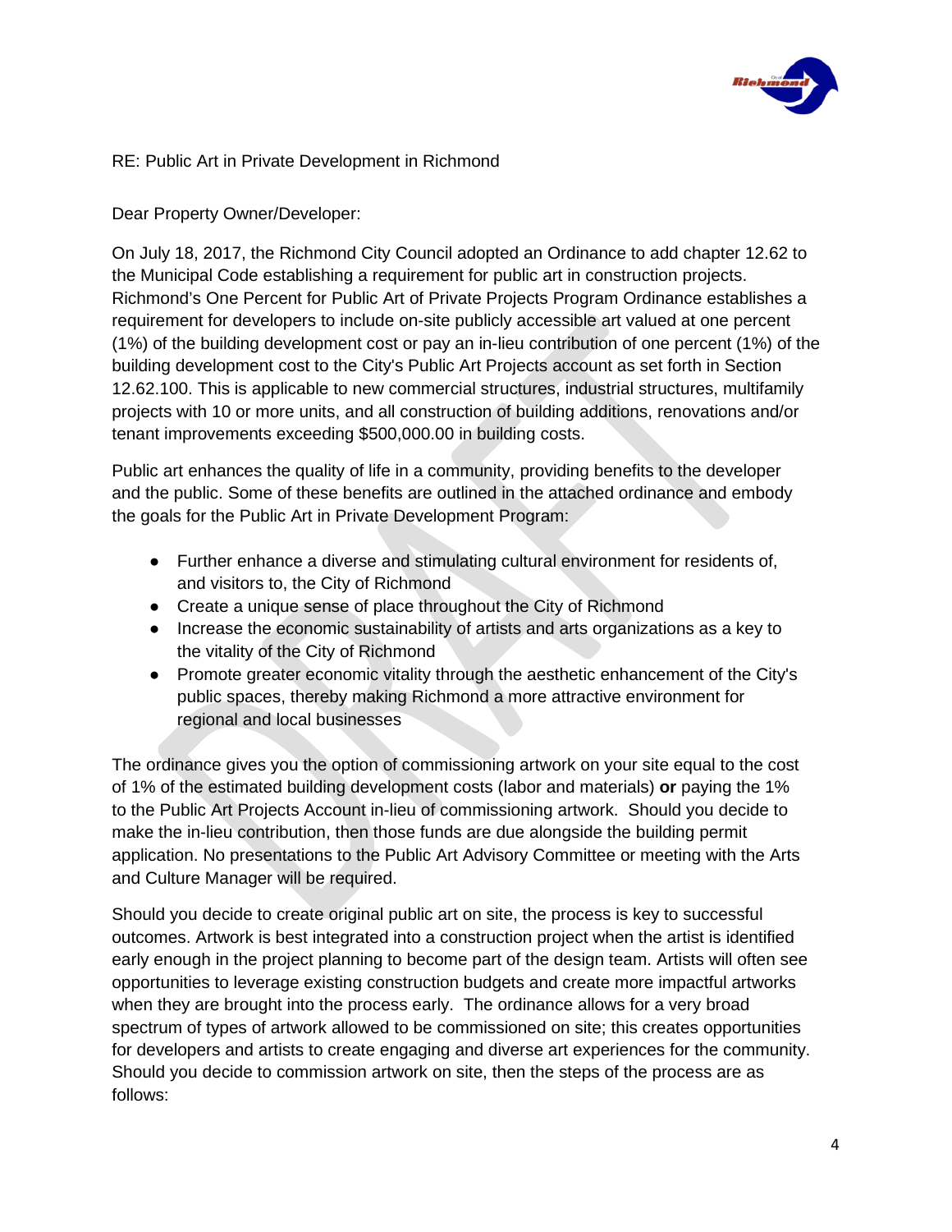RE: Public Art in Private Development in Richmond

Dear Property Owner/Developer:

On July 18, 2017, the Richmond City Council adopted an Ordinance to add chapter 12.62 to the Municipal Code establishing a requirement for public art in construction projects. Richmond's One Percent for Public Art of Private Projects Program Ordinance establishes a requirement for developers to include on-site publicly accessible art valued at one percent (1%) of the building development cost or pay an in-lieu contribution of one percent (1%) of the building development cost to the City's Public Art Projects account as set forth in Section 12.62.100. This is applicable to new commercial structures, industrial structures, multifamily projects with 10 or more units, and all construction of building additions, renovations and/or tenant improvements exceeding $500,000.00 in building costs.

Public art enhances the quality of life in a community, providing benefits to the developer and the public. Some of these benefits are outlined in the attached ordinance and embody the goals for the Public Art in Private Development Program:

- Further enhance a diverse and stimulating cultural environment for residents of, and visitors to, the City of Richmond
- Create a unique sense of place throughout the City of Richmond
- Increase the economic sustainability of artists and arts organizations as a key to the vitality of the City of Richmond
- Promote greater economic vitality through the aesthetic enhancement of the City's public spaces, thereby making Richmond a more attractive environment for regional and local businesses

The ordinance gives you the option of commissioning artwork on your site equal to the cost of 1% of the estimated building development costs (labor and materials) **or** paying the 1% to the Public Art Projects Account in-lieu of commissioning artwork. Should you decide to make the in-lieu contribution, then those funds are due alongside the building permit application. No presentations to the Public Art Advisory Committee or meeting with the Arts and Culture Manager will be required.

Should you decide to create original public art on site, the process is key to successful outcomes. Artwork is best integrated into a construction project when the artist is identified early enough in the project planning to become part of the design team. Artists will often see opportunities to leverage existing construction budgets and create more impactful artworks when they are brought into the process early. The ordinance allows for a very broad spectrum of types of artwork allowed to be commissioned on site; this creates opportunities for developers and artists to create engaging and diverse art experiences for the community. Should you decide to commission artwork on site, then the steps of the process are as follows: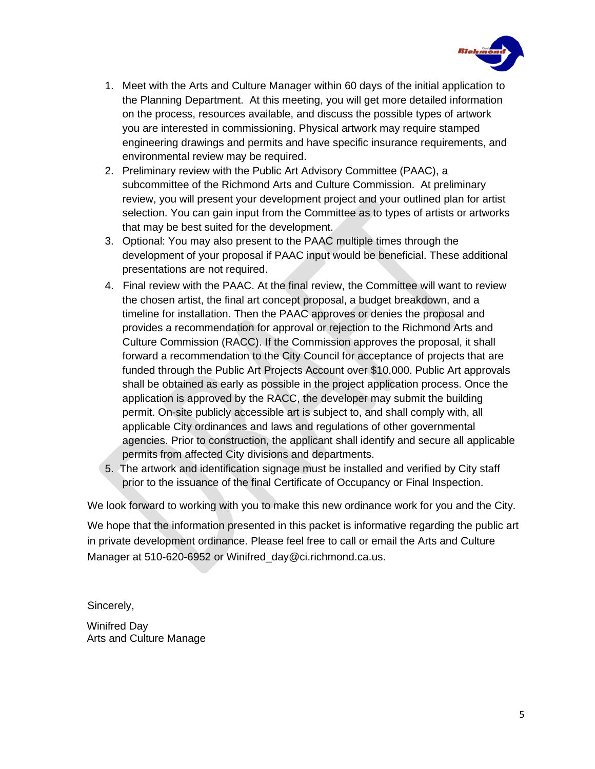1. Meet with the Arts and Culture Manager within 60 days of the initial application to the Planning Department. At this meeting, you will get more detailed information on the process, resources available, and discuss the possible types of artwork you are interested in commissioning. Physical artwork may require stamped engineering drawings and permits and have specific insurance requirements, and environmental review may be required.
2. Preliminary review with the Public Art Advisory Committee (PAAC), a subcommittee of the Richmond Arts and Culture Commission. At preliminary review, you will present your development project and your outlined plan for artist selection. You can gain input from the Committee as to types of artists or artworks that may be best suited for the development.
3. Optional: You may also present to the PAAC multiple times through the development of your proposal if PAAC input would be beneficial. These additional presentations are not required.
4. Final review with the PAAC. At the final review, the Committee will want to review the chosen artist, the final art concept proposal, a budget breakdown, and a timeline for installation. Then the PAAC approves or denies the proposal and provides a recommendation for approval or rejection to the Richmond Arts and Culture Commission (RACC). If the Commission approves the proposal, it shall forward a recommendation to the City Council for acceptance of projects that are funded through the Public Art Projects Account over $10,000. Public Art approvals shall be obtained as early as possible in the project application process. Once the application is approved by the RACC, the developer may submit the building permit. On-site publicly accessible art is subject to, and shall comply with, all applicable City ordinances and laws and regulations of other governmental agencies. Prior to construction, the applicant shall identify and secure all applicable permits from affected City divisions and departments.
5. The artwork and identification signage must be installed and verified by City staff prior to the issuance of the final Certificate of Occupancy or Final Inspection.

We look forward to working with you to make this new ordinance work for you and the City.

We hope that the information presented in this packet is informative regarding the public art in private development ordinance. Please feel free to call or email the Arts and Culture Manager at 510-620-6952 or Winifred_day@ci.richmond.ca.us.

Sincerely,

Winifred Day
Arts and Culture Manage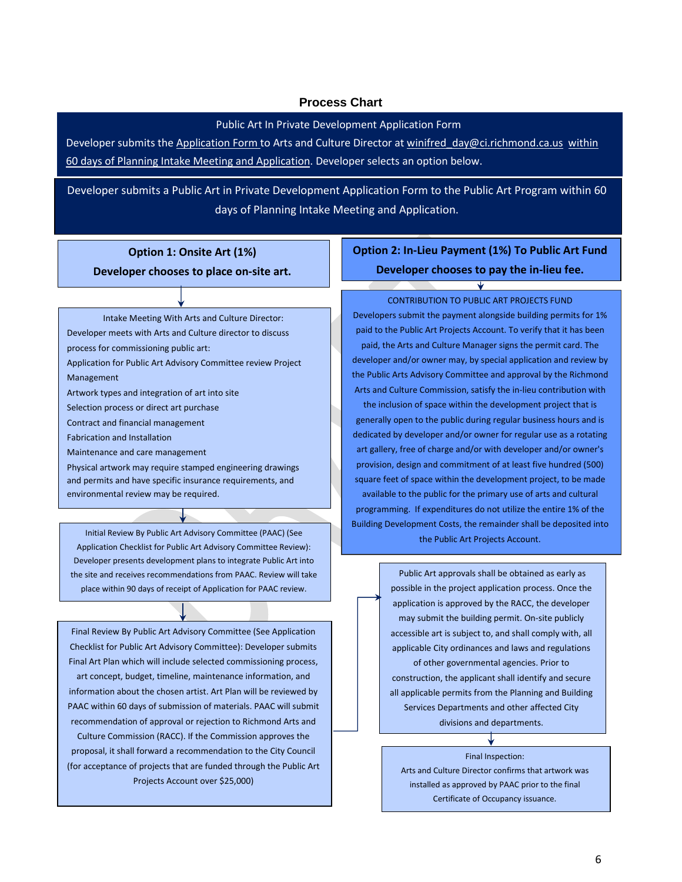## Process Chart

**Public Art In Private Development Application Form**

Developer submits the Application Form to Arts and Culture Director at winifred_day@ci.richmond.ca.us within 60 days of Planning Intake Meeting and Application. Developer selects an option below.

Developer submits a Public Art in Private Development Application Form to the Public Art Program within 60 days of Planning Intake Meeting and Application.

### Option 1: Onsite Art (1%)

**Developer chooses to place on-site art.**

Intake Meeting With Arts and Culture Director:

Developer meets with Arts and Culture director to discuss process for commissioning public art:

- Application for Public Art Advisory Committee review Project Management
- Artwork types and integration of art into site
- Selection process or direct art purchase
- Contract and financial management
- Fabrication and Installation
- Maintenance and care management
- Physical artwork may require stamped engineering drawings and permits and have specific insurance requirements, and environmental review may be required.

Initial Review By Public Art Advisory Committee (PAAC) (See Application Checklist for Public Art Advisory Committee Review): Developer presents development plans to integrate Public Art into the site and receives recommendations from PAAC. Review will take place within 90 days of receipt of Application for PAAC review.

Final Review By Public Art Advisory Committee (See Application Checklist for Public Art Advisory Committee): Developer submits Final Art Plan which will include selected commissioning process, art concept, budget, timeline, maintenance information, and information about the chosen artist. Art Plan will be reviewed by PAAC within 60 days of submission of materials. PAAC will submit recommendation of approval or rejection to Richmond Arts and Culture Commission (RACC). If the Commission approves the proposal, it shall forward a recommendation to the City Council (for acceptance of projects that are funded through the Public Art Projects Account over $25,000)

Public Art approvals shall be obtained as early as possible in the project application process. Once the application is approved by the RACC, the developer may submit the building permit. On-site publicly accessible art is subject to, and shall comply with, all applicable City ordinances and laws and regulations of other governmental agencies. Prior to construction, the applicant shall identify and secure all applicable permits from the Planning and Building Services Departments and other affected City divisions and departments.

Final Inspection:
Arts and Culture Director confirms that artwork was installed as approved by PAAC prior to the final Certificate of Occupancy issuance.

### Option 2: In-Lieu Payment (1%) To Public Art Fund

**Developer chooses to pay the in-lieu fee.**

CONTRIBUTION TO PUBLIC ART PROJECTS FUND

Developers submit the payment alongside building permits for 1% paid to the Public Art Projects Account. To verify that it has been paid, the Arts and Culture Manager signs the permit card. The developer and/or owner may, by special application and review by the Public Arts Advisory Committee and approval by the Richmond Arts and Culture Commission, satisfy the in-lieu contribution with the inclusion of space within the development project that is generally open to the public during regular business hours and is dedicated by developer and/or owner for regular use as a rotating art gallery, free of charge and/or with developer and/or owner's provision, design and commitment of at least five hundred (500) square feet of space within the development project, to be made available to the public for the primary use of arts and cultural programming. If expenditures do not utilize the entire 1% of the Building Development Costs, the remainder shall be deposited into the Public Art Projects Account.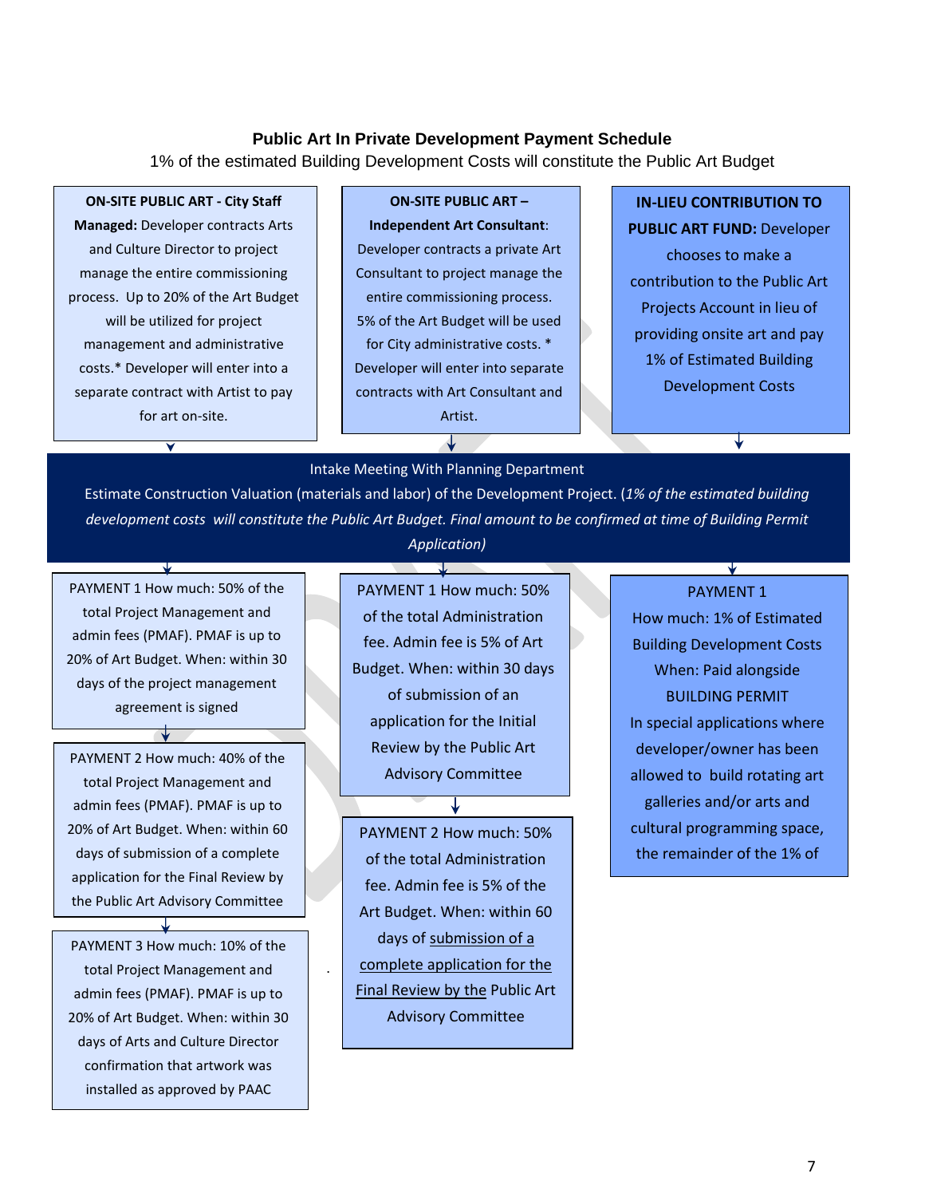## Public Art In Private Development Payment Schedule

1% of the estimated Building Development Costs will constitute the Public Art Budget

**ON-SITE PUBLIC ART - City Staff Managed:** Developer contracts Arts and Culture Director to project manage the entire commissioning process. Up to 20% of the Art Budget will be utilized for project management and administrative costs.* Developer will enter into a separate contract with Artist to pay for art on-site.

**ON-SITE PUBLIC ART – Independent Art Consultant**: Developer contracts a private Art Consultant to project manage the entire commissioning process. 5% of the Art Budget will be used for City administrative costs. * Developer will enter into separate contracts with Art Consultant and Artist.

**IN-LIEU CONTRIBUTION TO PUBLIC ART FUND:** Developer chooses to make a contribution to the Public Art Projects Account in lieu of providing onsite art and pay 1% of Estimated Building Development Costs

**Intake Meeting With Planning Department**

Estimate Construction Valuation (materials and labor) of the Development Project. (*1% of the estimated building development costs will constitute the Public Art Budget. Final amount to be confirmed at time of Building Permit Application)*

### On-Site Public Art - City Staff Managed

PAYMENT 1 How much: 50% of the total Project Management and admin fees (PMAF). PMAF is up to 20% of Art Budget. When: within 30 days of the project management agreement is signed

PAYMENT 2 How much: 40% of the total Project Management and admin fees (PMAF). PMAF is up to 20% of Art Budget. When: within 60 days of submission of a complete application for the Final Review by the Public Art Advisory Committee

PAYMENT 3 How much: 10% of the total Project Management and admin fees (PMAF). PMAF is up to 20% of Art Budget. When: within 30 days of Arts and Culture Director confirmation that artwork was installed as approved by PAAC

### On-Site Public Art – Independent Art Consultant

PAYMENT 1 How much: 50% of the total Administration fee. Admin fee is 5% of Art Budget. When: within 30 days of submission of an application for the Initial Review by the Public Art Advisory Committee

PAYMENT 2 How much: 50% of the total Administration fee. Admin fee is 5% of the Art Budget. When: within 60 days of submission of a complete application for the Final Review by the Public Art Advisory Committee

### In-Lieu Contribution to Public Art Fund

PAYMENT 1

How much: 1% of Estimated Building Development Costs

When: Paid alongside BUILDING PERMIT

In special applications where developer/owner has been allowed to build rotating art galleries and/or arts and cultural programming space, the remainder of the 1% of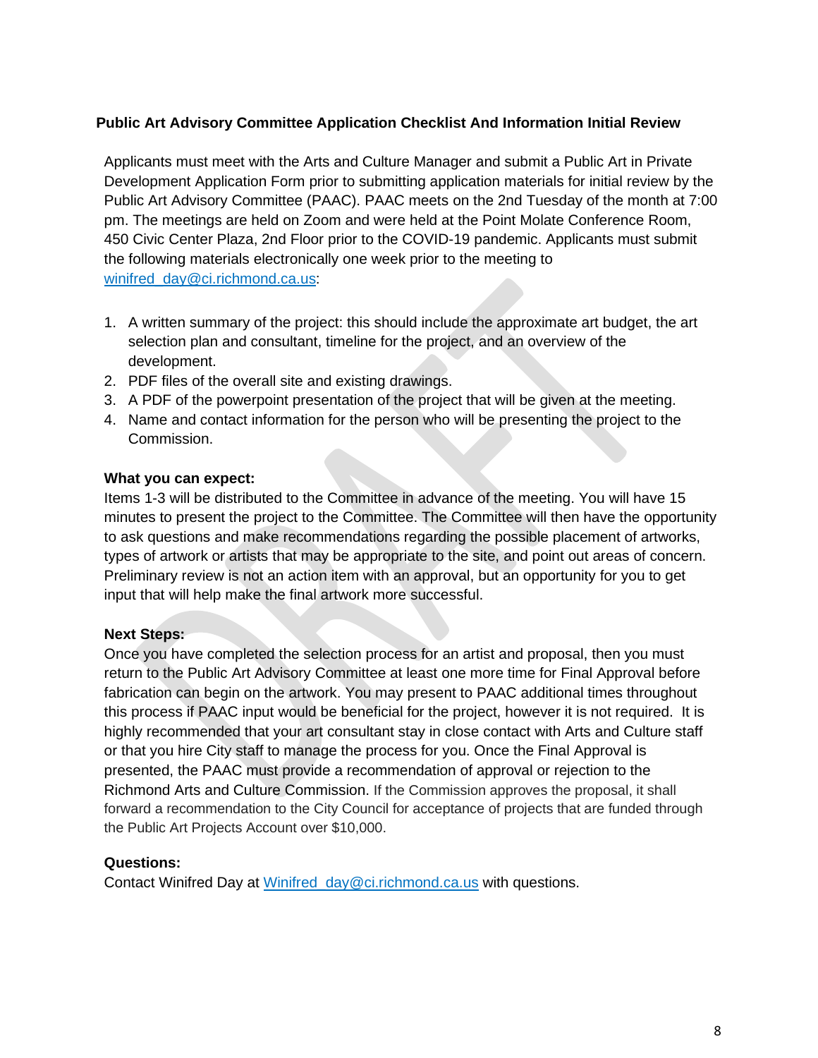## Public Art Advisory Committee Application Checklist And Information Initial Review

Applicants must meet with the Arts and Culture Manager and submit a Public Art in Private Development Application Form prior to submitting application materials for initial review by the Public Art Advisory Committee (PAAC). PAAC meets on the 2nd Tuesday of the month at 7:00 pm. The meetings are held on Zoom and were held at the Point Molate Conference Room, 450 Civic Center Plaza, 2nd Floor prior to the COVID-19 pandemic. Applicants must submit the following materials electronically one week prior to the meeting to winifred_day@ci.richmond.ca.us:

1. A written summary of the project: this should include the approximate art budget, the art selection plan and consultant, timeline for the project, and an overview of the development.
2. PDF files of the overall site and existing drawings.
3. A PDF of the powerpoint presentation of the project that will be given at the meeting.
4. Name and contact information for the person who will be presenting the project to the Commission.

**What you can expect:**
Items 1-3 will be distributed to the Committee in advance of the meeting. You will have 15 minutes to present the project to the Committee. The Committee will then have the opportunity to ask questions and make recommendations regarding the possible placement of artworks, types of artwork or artists that may be appropriate to the site, and point out areas of concern. Preliminary review is not an action item with an approval, but an opportunity for you to get input that will help make the final artwork more successful.

**Next Steps:**
Once you have completed the selection process for an artist and proposal, then you must return to the Public Art Advisory Committee at least one more time for Final Approval before fabrication can begin on the artwork. You may present to PAAC additional times throughout this process if PAAC input would be beneficial for the project, however it is not required. It is highly recommended that your art consultant stay in close contact with Arts and Culture staff or that you hire City staff to manage the process for you. Once the Final Approval is presented, the PAAC must provide a recommendation of approval or rejection to the Richmond Arts and Culture Commission. If the Commission approves the proposal, it shall forward a recommendation to the City Council for acceptance of projects that are funded through the Public Art Projects Account over $10,000.

**Questions:**
Contact Winifred Day at Winifred_day@ci.richmond.ca.us with questions.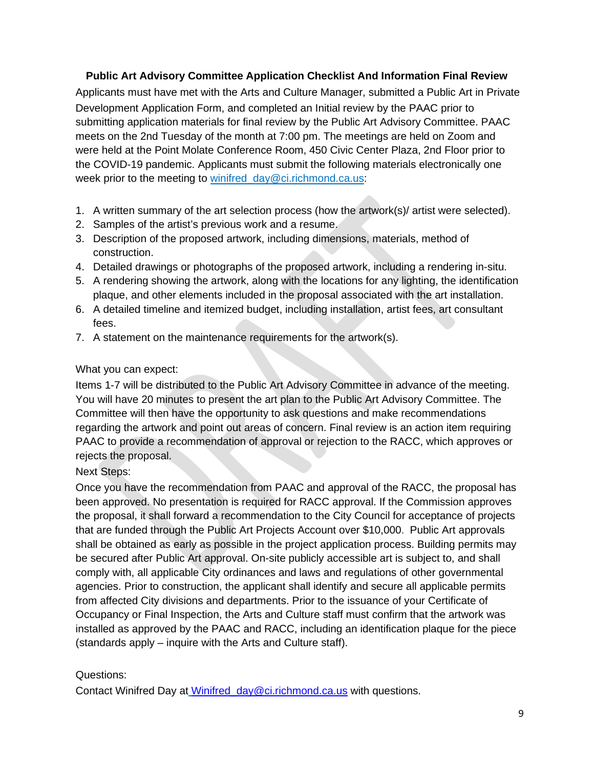**Public Art Advisory Committee Application Checklist And Information Final Review**

Applicants must have met with the Arts and Culture Manager, submitted a Public Art in Private Development Application Form, and completed an Initial review by the PAAC prior to submitting application materials for final review by the Public Art Advisory Committee. PAAC meets on the 2nd Tuesday of the month at 7:00 pm. The meetings are held on Zoom and were held at the Point Molate Conference Room, 450 Civic Center Plaza, 2nd Floor prior to the COVID-19 pandemic. Applicants must submit the following materials electronically one week prior to the meeting to [winifred_day@ci.richmond.ca.us](mailto:winifred_day@ci.richmond.ca.us):

1. A written summary of the art selection process (how the artwork(s)/ artist were selected).
2. Samples of the artist's previous work and a resume.
3. Description of the proposed artwork, including dimensions, materials, method of construction.
4. Detailed drawings or photographs of the proposed artwork, including a rendering in-situ.
5. A rendering showing the artwork, along with the locations for any lighting, the identification plaque, and other elements included in the proposal associated with the art installation.
6. A detailed timeline and itemized budget, including installation, artist fees, art consultant fees.
7. A statement on the maintenance requirements for the artwork(s).

What you can expect:

Items 1-7 will be distributed to the Public Art Advisory Committee in advance of the meeting. You will have 20 minutes to present the art plan to the Public Art Advisory Committee. The Committee will then have the opportunity to ask questions and make recommendations regarding the artwork and point out areas of concern. Final review is an action item requiring PAAC to provide a recommendation of approval or rejection to the RACC, which approves or rejects the proposal.

Next Steps:

Once you have the recommendation from PAAC and approval of the RACC, the proposal has been approved. No presentation is required for RACC approval. If the Commission approves the proposal, it shall forward a recommendation to the City Council for acceptance of projects that are funded through the Public Art Projects Account over $10,000. Public Art approvals shall be obtained as early as possible in the project application process. Building permits may be secured after Public Art approval. On-site publicly accessible art is subject to, and shall comply with, all applicable City ordinances and laws and regulations of other governmental agencies. Prior to construction, the applicant shall identify and secure all applicable permits from affected City divisions and departments. Prior to the issuance of your Certificate of Occupancy or Final Inspection, the Arts and Culture staff must confirm that the artwork was installed as approved by the PAAC and RACC, including an identification plaque for the piece (standards apply – inquire with the Arts and Culture staff).

Questions:

Contact Winifred Day at [Winifred_day@ci.richmond.ca.us](mailto:Winifred_day@ci.richmond.ca.us) with questions.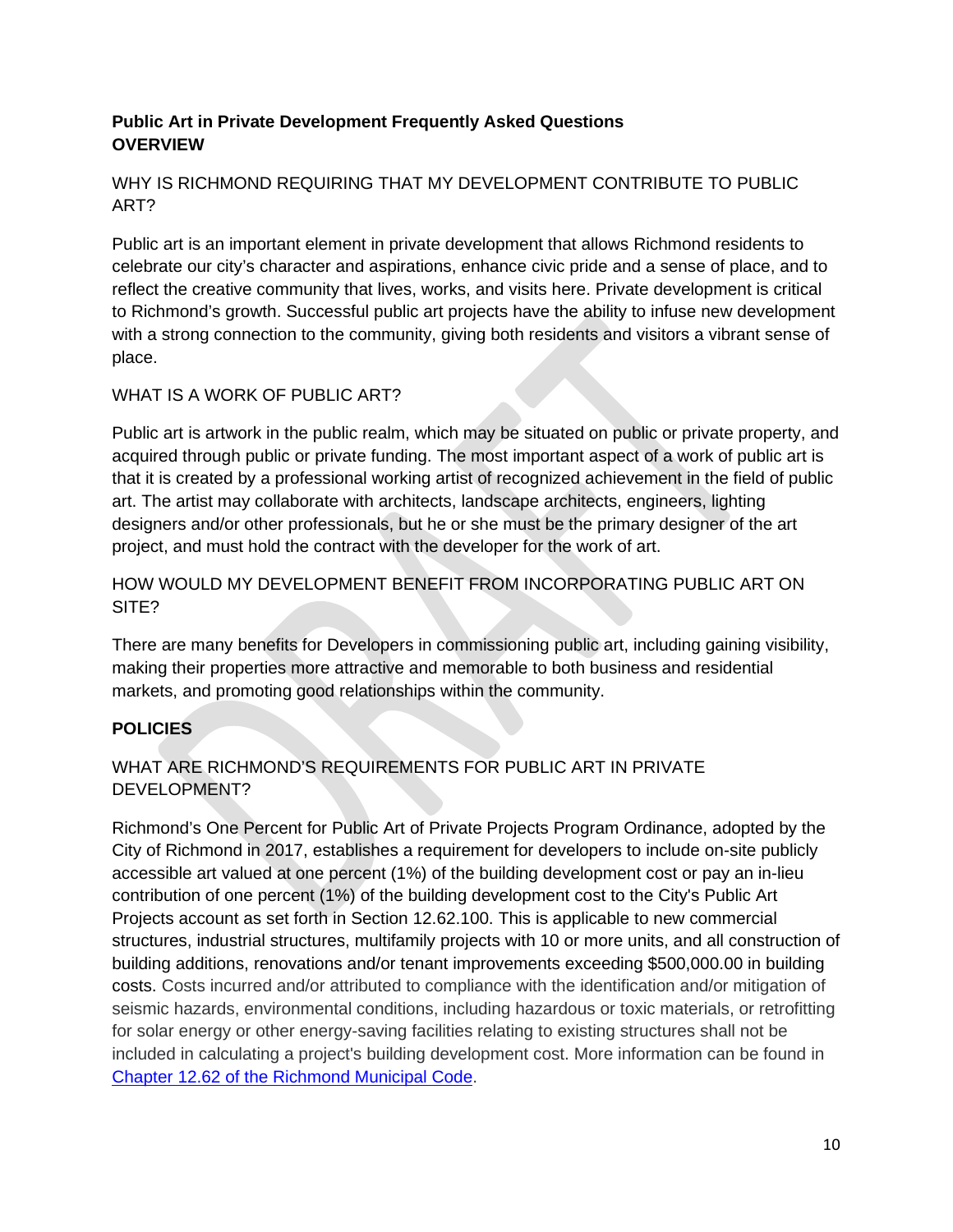**Public Art in Private Development Frequently Asked Questions**
**OVERVIEW**

WHY IS RICHMOND REQUIRING THAT MY DEVELOPMENT CONTRIBUTE TO PUBLIC ART?

Public art is an important element in private development that allows Richmond residents to celebrate our city's character and aspirations, enhance civic pride and a sense of place, and to reflect the creative community that lives, works, and visits here. Private development is critical to Richmond's growth. Successful public art projects have the ability to infuse new development with a strong connection to the community, giving both residents and visitors a vibrant sense of place.

WHAT IS A WORK OF PUBLIC ART?

Public art is artwork in the public realm, which may be situated on public or private property, and acquired through public or private funding. The most important aspect of a work of public art is that it is created by a professional working artist of recognized achievement in the field of public art. The artist may collaborate with architects, landscape architects, engineers, lighting designers and/or other professionals, but he or she must be the primary designer of the art project, and must hold the contract with the developer for the work of art.

HOW WOULD MY DEVELOPMENT BENEFIT FROM INCORPORATING PUBLIC ART ON SITE?

There are many benefits for Developers in commissioning public art, including gaining visibility, making their properties more attractive and memorable to both business and residential markets, and promoting good relationships within the community.

**POLICIES**

WHAT ARE RICHMOND'S REQUIREMENTS FOR PUBLIC ART IN PRIVATE DEVELOPMENT?

Richmond's One Percent for Public Art of Private Projects Program Ordinance, adopted by the City of Richmond in 2017, establishes a requirement for developers to include on-site publicly accessible art valued at one percent (1%) of the building development cost or pay an in-lieu contribution of one percent (1%) of the building development cost to the City's Public Art Projects account as set forth in Section 12.62.100. This is applicable to new commercial structures, industrial structures, multifamily projects with 10 or more units, and all construction of building additions, renovations and/or tenant improvements exceeding $500,000.00 in building costs. Costs incurred and/or attributed to compliance with the identification and/or mitigation of seismic hazards, environmental conditions, including hazardous or toxic materials, or retrofitting for solar energy or other energy-saving facilities relating to existing structures shall not be included in calculating a project's building development cost. More information can be found in Chapter 12.62 of the Richmond Municipal Code.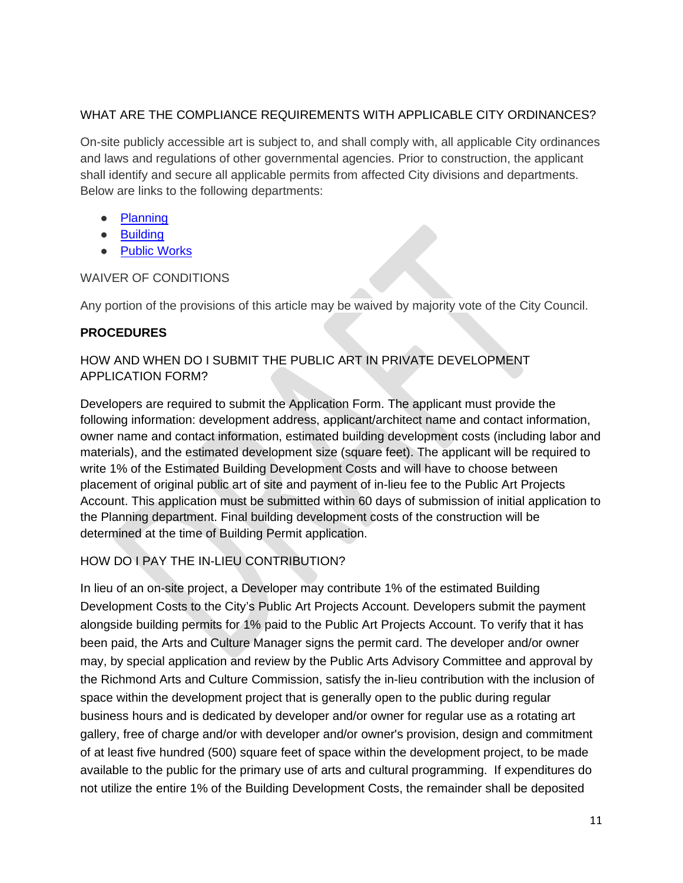WHAT ARE THE COMPLIANCE REQUIREMENTS WITH APPLICABLE CITY ORDINANCES?

On-site publicly accessible art is subject to, and shall comply with, all applicable City ordinances and laws and regulations of other governmental agencies. Prior to construction, the applicant shall identify and secure all applicable permits from affected City divisions and departments. Below are links to the following departments:

- Planning
- Building
- Public Works

WAIVER OF CONDITIONS

Any portion of the provisions of this article may be waived by majority vote of the City Council.

**PROCEDURES**

HOW AND WHEN DO I SUBMIT THE PUBLIC ART IN PRIVATE DEVELOPMENT APPLICATION FORM?

Developers are required to submit the Application Form. The applicant must provide the following information: development address, applicant/architect name and contact information, owner name and contact information, estimated building development costs (including labor and materials), and the estimated development size (square feet). The applicant will be required to write 1% of the Estimated Building Development Costs and will have to choose between placement of original public art of site and payment of in-lieu fee to the Public Art Projects Account. This application must be submitted within 60 days of submission of initial application to the Planning department. Final building development costs of the construction will be determined at the time of Building Permit application.

HOW DO I PAY THE IN-LIEU CONTRIBUTION?

In lieu of an on-site project, a Developer may contribute 1% of the estimated Building Development Costs to the City's Public Art Projects Account. Developers submit the payment alongside building permits for 1% paid to the Public Art Projects Account. To verify that it has been paid, the Arts and Culture Manager signs the permit card. The developer and/or owner may, by special application and review by the Public Arts Advisory Committee and approval by the Richmond Arts and Culture Commission, satisfy the in-lieu contribution with the inclusion of space within the development project that is generally open to the public during regular business hours and is dedicated by developer and/or owner for regular use as a rotating art gallery, free of charge and/or with developer and/or owner's provision, design and commitment of at least five hundred (500) square feet of space within the development project, to be made available to the public for the primary use of arts and cultural programming. If expenditures do not utilize the entire 1% of the Building Development Costs, the remainder shall be deposited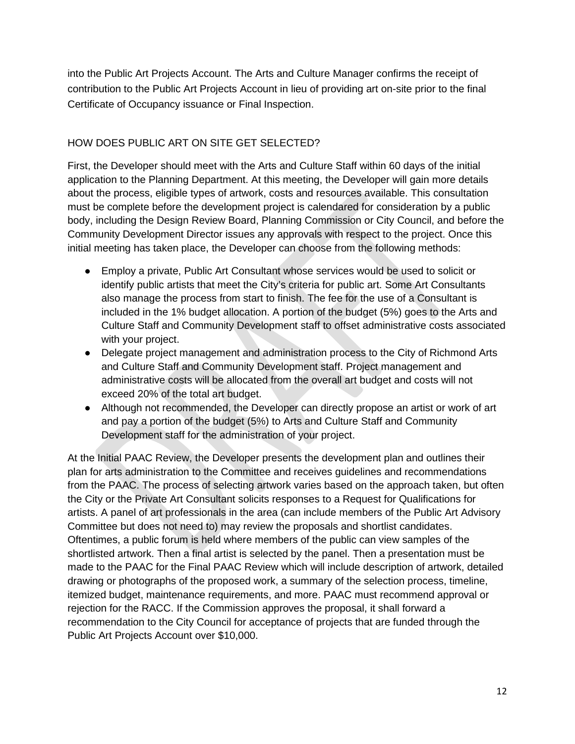into the Public Art Projects Account. The Arts and Culture Manager confirms the receipt of contribution to the Public Art Projects Account in lieu of providing art on-site prior to the final Certificate of Occupancy issuance or Final Inspection.

## HOW DOES PUBLIC ART ON SITE GET SELECTED?

First, the Developer should meet with the Arts and Culture Staff within 60 days of the initial application to the Planning Department. At this meeting, the Developer will gain more details about the process, eligible types of artwork, costs and resources available. This consultation must be complete before the development project is calendared for consideration by a public body, including the Design Review Board, Planning Commission or City Council, and before the Community Development Director issues any approvals with respect to the project. Once this initial meeting has taken place, the Developer can choose from the following methods:

- Employ a private, Public Art Consultant whose services would be used to solicit or identify public artists that meet the City's criteria for public art. Some Art Consultants also manage the process from start to finish. The fee for the use of a Consultant is included in the 1% budget allocation. A portion of the budget (5%) goes to the Arts and Culture Staff and Community Development staff to offset administrative costs associated with your project.
- Delegate project management and administration process to the City of Richmond Arts and Culture Staff and Community Development staff. Project management and administrative costs will be allocated from the overall art budget and costs will not exceed 20% of the total art budget.
- Although not recommended, the Developer can directly propose an artist or work of art and pay a portion of the budget (5%) to Arts and Culture Staff and Community Development staff for the administration of your project.

At the Initial PAAC Review, the Developer presents the development plan and outlines their plan for arts administration to the Committee and receives guidelines and recommendations from the PAAC. The process of selecting artwork varies based on the approach taken, but often the City or the Private Art Consultant solicits responses to a Request for Qualifications for artists. A panel of art professionals in the area (can include members of the Public Art Advisory Committee but does not need to) may review the proposals and shortlist candidates. Oftentimes, a public forum is held where members of the public can view samples of the shortlisted artwork. Then a final artist is selected by the panel. Then a presentation must be made to the PAAC for the Final PAAC Review which will include description of artwork, detailed drawing or photographs of the proposed work, a summary of the selection process, timeline, itemized budget, maintenance requirements, and more. PAAC must recommend approval or rejection for the RACC. If the Commission approves the proposal, it shall forward a recommendation to the City Council for acceptance of projects that are funded through the Public Art Projects Account over $10,000.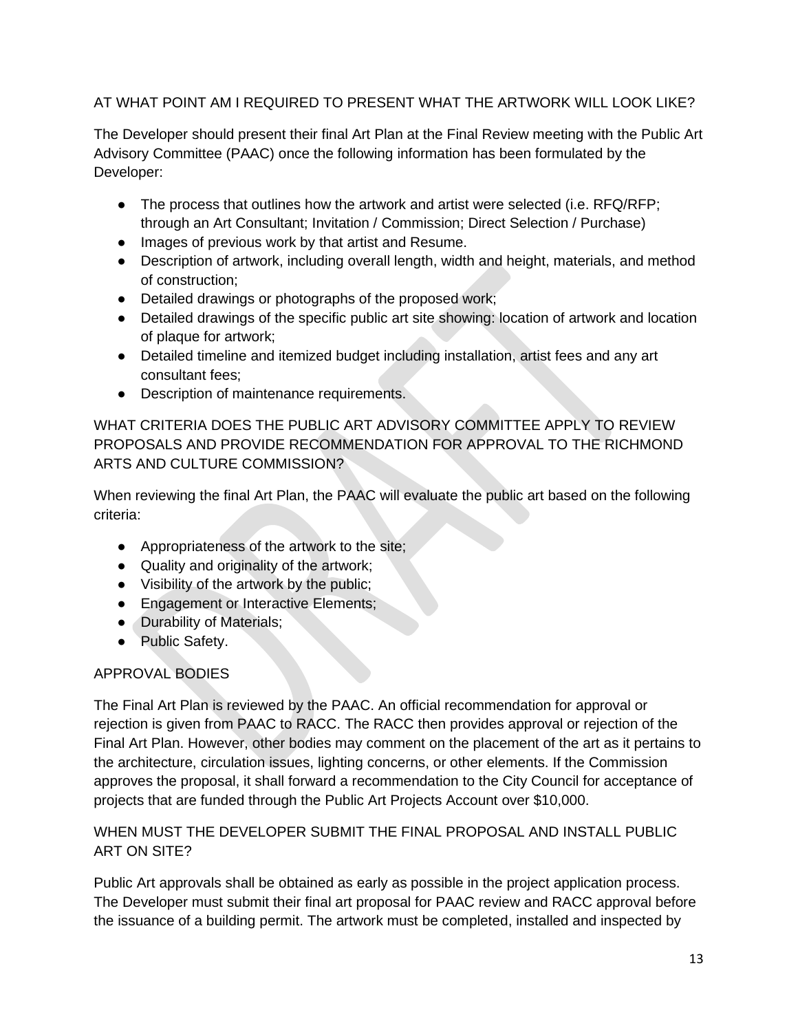## AT WHAT POINT AM I REQUIRED TO PRESENT WHAT THE ARTWORK WILL LOOK LIKE?

The Developer should present their final Art Plan at the Final Review meeting with the Public Art Advisory Committee (PAAC) once the following information has been formulated by the Developer:

- The process that outlines how the artwork and artist were selected (i.e. RFQ/RFP; through an Art Consultant; Invitation / Commission; Direct Selection / Purchase)
- Images of previous work by that artist and Resume.
- Description of artwork, including overall length, width and height, materials, and method of construction;
- Detailed drawings or photographs of the proposed work;
- Detailed drawings of the specific public art site showing: location of artwork and location of plaque for artwork;
- Detailed timeline and itemized budget including installation, artist fees and any art consultant fees;
- Description of maintenance requirements.

## WHAT CRITERIA DOES THE PUBLIC ART ADVISORY COMMITTEE APPLY TO REVIEW PROPOSALS AND PROVIDE RECOMMENDATION FOR APPROVAL TO THE RICHMOND ARTS AND CULTURE COMMISSION?

When reviewing the final Art Plan, the PAAC will evaluate the public art based on the following criteria:

- Appropriateness of the artwork to the site;
- Quality and originality of the artwork;
- Visibility of the artwork by the public;
- Engagement or Interactive Elements;
- Durability of Materials;
- Public Safety.

## APPROVAL BODIES

The Final Art Plan is reviewed by the PAAC. An official recommendation for approval or rejection is given from PAAC to RACC. The RACC then provides approval or rejection of the Final Art Plan. However, other bodies may comment on the placement of the art as it pertains to the architecture, circulation issues, lighting concerns, or other elements. If the Commission approves the proposal, it shall forward a recommendation to the City Council for acceptance of projects that are funded through the Public Art Projects Account over $10,000.

## WHEN MUST THE DEVELOPER SUBMIT THE FINAL PROPOSAL AND INSTALL PUBLIC ART ON SITE?

Public Art approvals shall be obtained as early as possible in the project application process. The Developer must submit their final art proposal for PAAC review and RACC approval before the issuance of a building permit. The artwork must be completed, installed and inspected by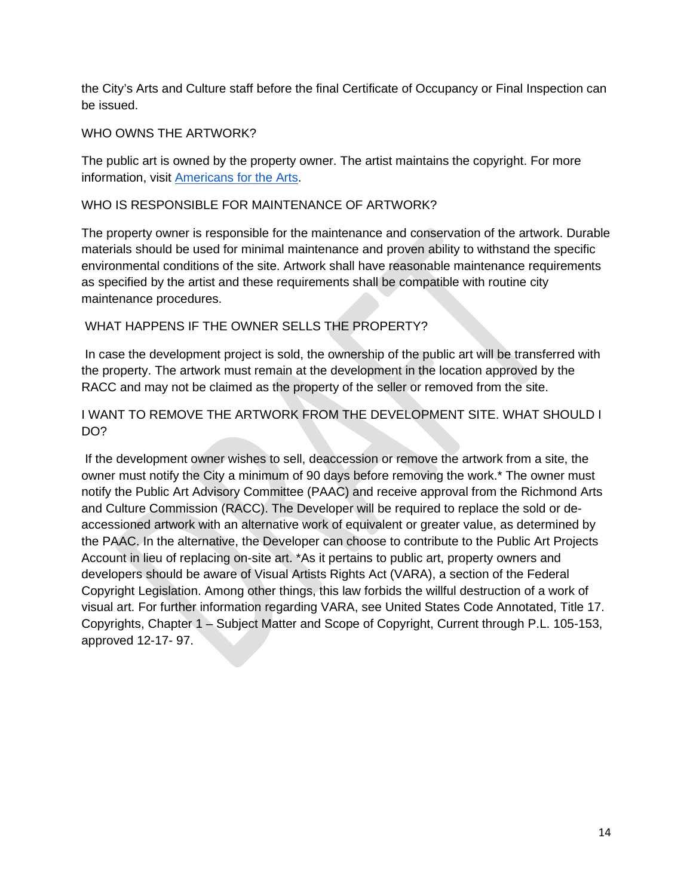the City's Arts and Culture staff before the final Certificate of Occupancy or Final Inspection can be issued.

### WHO OWNS THE ARTWORK?

The public art is owned by the property owner. The artist maintains the copyright. For more information, visit [Americans for the Arts](#).

### WHO IS RESPONSIBLE FOR MAINTENANCE OF ARTWORK?

The property owner is responsible for the maintenance and conservation of the artwork. Durable materials should be used for minimal maintenance and proven ability to withstand the specific environmental conditions of the site. Artwork shall have reasonable maintenance requirements as specified by the artist and these requirements shall be compatible with routine city maintenance procedures.

### WHAT HAPPENS IF THE OWNER SELLS THE PROPERTY?

In case the development project is sold, the ownership of the public art will be transferred with the property. The artwork must remain at the development in the location approved by the RACC and may not be claimed as the property of the seller or removed from the site.

### I WANT TO REMOVE THE ARTWORK FROM THE DEVELOPMENT SITE. WHAT SHOULD I DO?

If the development owner wishes to sell, deaccession or remove the artwork from a site, the owner must notify the City a minimum of 90 days before removing the work.* The owner must notify the Public Art Advisory Committee (PAAC) and receive approval from the Richmond Arts and Culture Commission (RACC). The Developer will be required to replace the sold or de-accessioned artwork with an alternative work of equivalent or greater value, as determined by the PAAC. In the alternative, the Developer can choose to contribute to the Public Art Projects Account in lieu of replacing on-site art. *As it pertains to public art, property owners and developers should be aware of Visual Artists Rights Act (VARA), a section of the Federal Copyright Legislation. Among other things, this law forbids the willful destruction of a work of visual art. For further information regarding VARA, see United States Code Annotated, Title 17. Copyrights, Chapter 1 – Subject Matter and Scope of Copyright, Current through P.L. 105-153, approved 12-17- 97.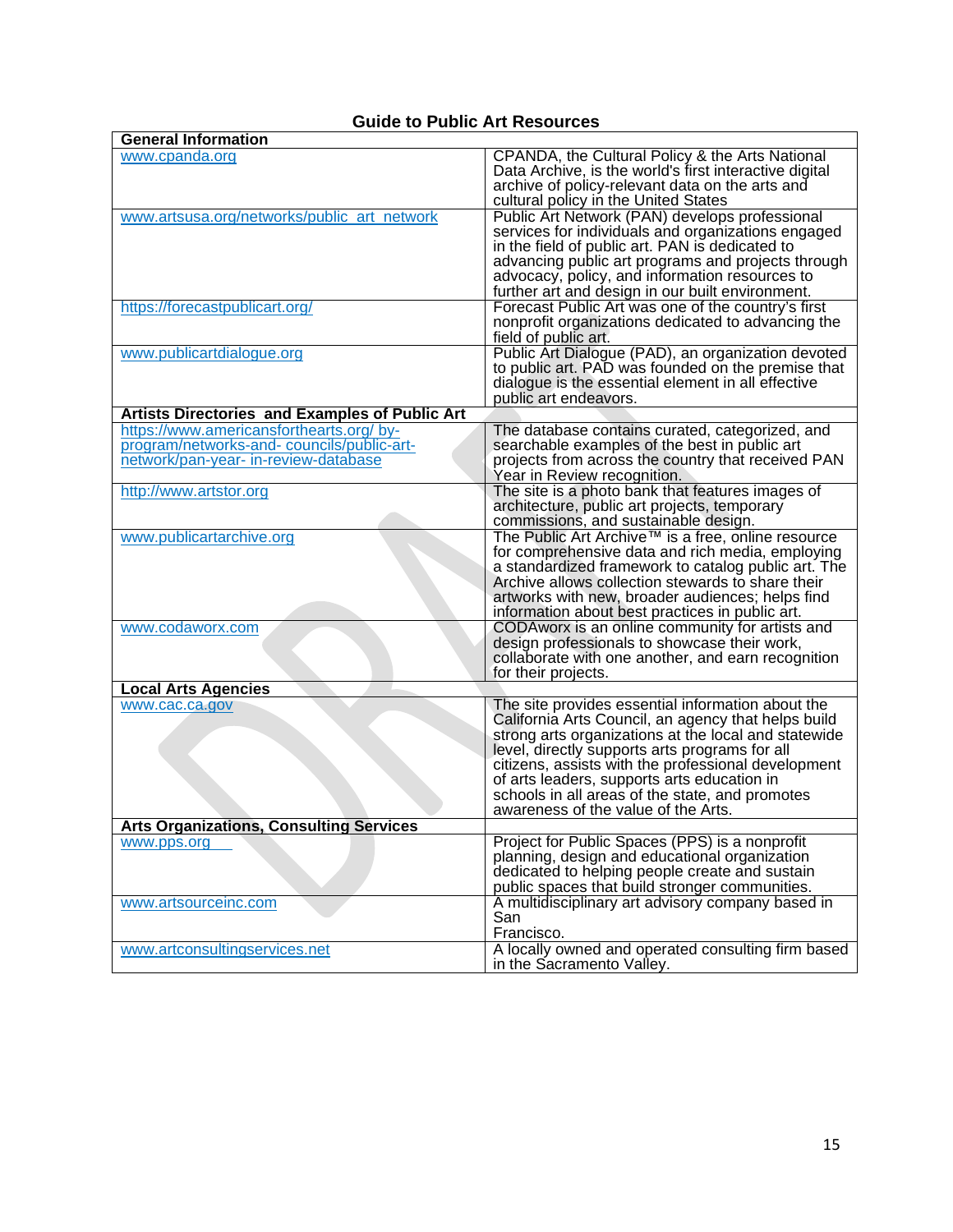## Guide to Public Art Resources

| | |
|---|---|
| **General Information** | |
| www.cpanda.org | CPANDA, the Cultural Policy & the Arts National Data Archive, is the world's first interactive digital archive of policy-relevant data on the arts and cultural policy in the United States |
| www.artsusa.org/networks/public_art_network | Public Art Network (PAN) develops professional services for individuals and organizations engaged in the field of public art. PAN is dedicated to advancing public art programs and projects through advocacy, policy, and information resources to further art and design in our built environment. |
| https://forecastpublicart.org/ | Forecast Public Art was one of the country's first nonprofit organizations dedicated to advancing the field of public art. |
| www.publicartdialogue.org | Public Art Dialogue (PAD), an organization devoted to public art. PAD was founded on the premise that dialogue is the essential element in all effective public art endeavors. |
| **Artists Directories and Examples of Public Art** | |
| https://www.americansforthearts.org/ by-program/networks-and- councils/public-art-network/pan-year- in-review-database | The database contains curated, categorized, and searchable examples of the best in public art projects from across the country that received PAN Year in Review recognition. |
| http://www.artstor.org | The site is a photo bank that features images of architecture, public art projects, temporary commissions, and sustainable design. |
| www.publicartarchive.org | The Public Art Archive™ is a free, online resource for comprehensive data and rich media, employing a standardized framework to catalog public art. The Archive allows collection stewards to share their artworks with new, broader audiences; helps find information about best practices in public art. |
| www.codaworx.com | CODAworx is an online community for artists and design professionals to showcase their work, collaborate with one another, and earn recognition for their projects. |
| **Local Arts Agencies** | |
| www.cac.ca.gov | The site provides essential information about the California Arts Council, an agency that helps build strong arts organizations at the local and statewide level, directly supports arts programs for all citizens, assists with the professional development of arts leaders, supports arts education in schools in all areas of the state, and promotes awareness of the value of the Arts. |
| **Arts Organizations, Consulting Services** | |
| www.pps.org | Project for Public Spaces (PPS) is a nonprofit planning, design and educational organization dedicated to helping people create and sustain public spaces that build stronger communities. |
| www.artsourceinc.com | A multidisciplinary art advisory company based in San Francisco. |
| www.artconsultingservices.net | A locally owned and operated consulting firm based in the Sacramento Valley. |